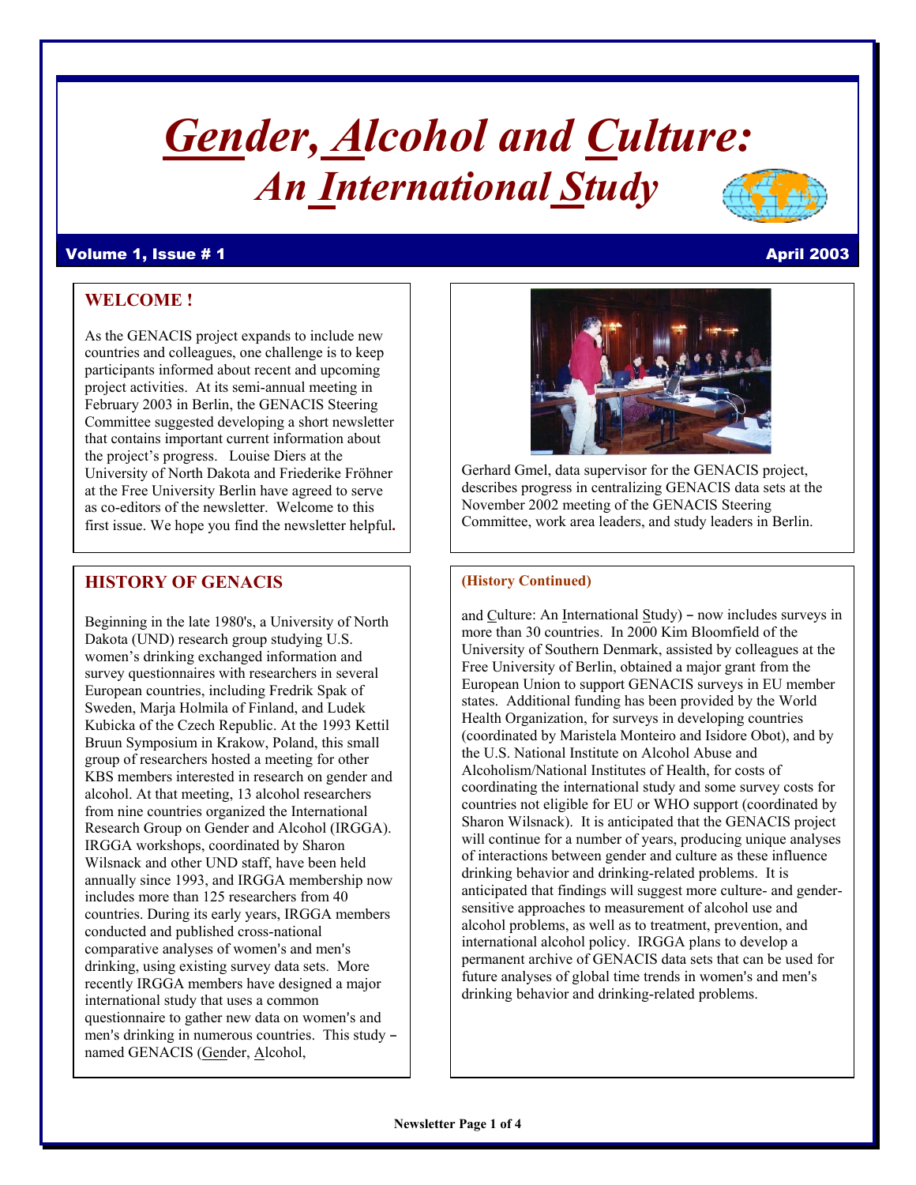# *Gender, Alcohol and Culture: An International Study*

**Volume 1, Issue # 1** **April 2003**

## WELCOME !

As the GENACIS project expands to include new countries and colleagues, one challenge is to keep participants informed about recent and upcoming project activities. At its semi-annual meeting in February 2003 in Berlin, the GENACIS Steering Committee suggested developing a short newsletter that contains important current information about the project's progress. Louise Diers at the University of North Dakota and Friederike Fröhner at the Free University Berlin have agreed to serve as co-editors of the newsletter. Welcome to this first issue. We hope you find the newsletter helpful.

Gerhard Gmel, data supervisor for the GENACIS project, describes progress in centralizing GENACIS data sets at the November 2002 meeting of the GENACIS Steering Committee, work area leaders, and study leaders in Berlin.

## HISTORY OF GENACIS

Beginning in the late 1980's, a University of North Dakota (UND) research group studying U.S. women's drinking exchanged information and survey questionnaires with researchers in several European countries, including Fredrik Spak of Sweden, Marja Holmila of Finland, and Ludek Kubicka of the Czech Republic. At the 1993 Kettil Bruun Symposium in Krakow, Poland, this small group of researchers hosted a meeting for other KBS members interested in research on gender and alcohol. At that meeting, 13 alcohol researchers from nine countries organized the International Research Group on Gender and Alcohol (IRGGA). IRGGA workshops, coordinated by Sharon Wilsnack and other UND staff, have been held annually since 1993, and IRGGA membership now includes more than 125 researchers from 40 countries. During its early years, IRGGA members conducted and published cross-national comparative analyses of women's and men's drinking, using existing survey data sets. More recently IRGGA members have designed a major international study that uses a common questionnaire to gather new data on women's and men's drinking in numerous countries. This study – named GENACIS (Gender, Alcohol, and Culture: An International Study) – now includes surveys in more than 30 countries. In 2000 Kim Bloomfield of the University of Southern Denmark, assisted by colleagues at the Free University of Berlin, obtained a major grant from the European Union to support GENACIS surveys in EU member states. Additional funding has been provided by the World Health Organization, for surveys in developing countries (coordinated by Maristela Monteiro and Isidore Obot), and by the U.S. National Institute on Alcohol Abuse and Alcoholism/National Institutes of Health, for costs of coordinating the international study and some survey costs for countries not eligible for EU or WHO support (coordinated by Sharon Wilsnack). It is anticipated that the GENACIS project will continue for a number of years, producing unique analyses of interactions between gender and culture as these influence drinking behavior and drinking-related problems. It is anticipated that findings will suggest more culture- and gender-sensitive approaches to measurement of alcohol use and alcohol problems, as well as to treatment, prevention, and international alcohol policy. IRGGA plans to develop a permanent archive of GENACIS data sets that can be used for future analyses of global time trends in women's and men's drinking behavior and drinking-related problems.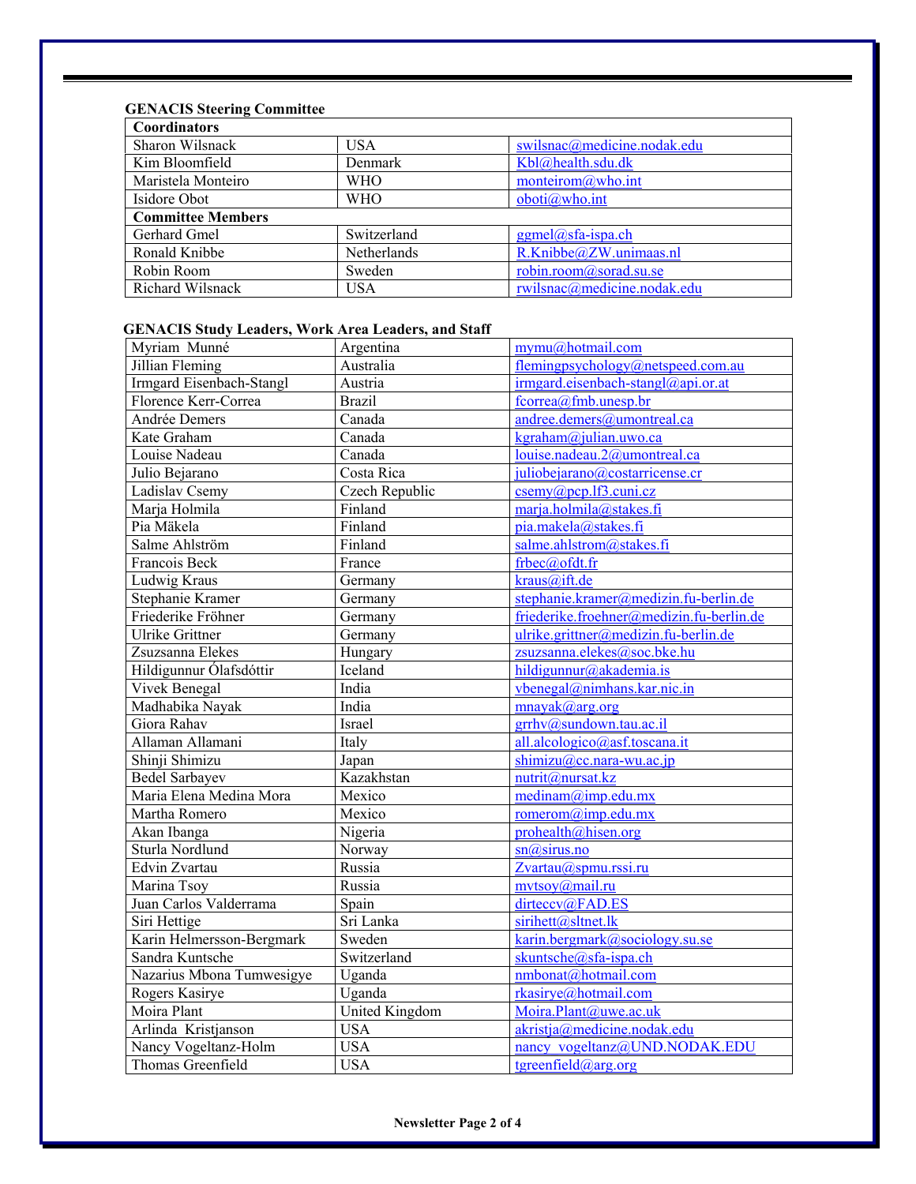**GENACIS Steering Committee**

| **Coordinators** | | |
|---|---|---|
| Sharon Wilsnack | USA | swilsnac@medicine.nodak.edu |
| Kim Bloomfield | Denmark | Kbl@health.sdu.dk |
| Maristela Monteiro | WHO | monteirom@who.int |
| Isidore Obot | WHO | oboti@who.int |
| **Committee Members** | | |
| Gerhard Gmel | Switzerland | ggmel@sfa-ispa.ch |
| Ronald Knibbe | Netherlands | R.Knibbe@ZW.unimaas.nl |
| Robin Room | Sweden | robin.room@sorad.su.se |
| Richard Wilsnack | USA | rwilsnac@medicine.nodak.edu |

**GENACIS Study Leaders, Work Area Leaders, and Staff**

| Name | Country | Email |
|---|---|---|
| Myriam Munné | Argentina | mymu@hotmail.com |
| Jillian Fleming | Australia | flemingpsychology@netspeed.com.au |
| Irmgard Eisenbach-Stangl | Austria | irmgard.eisenbach-stangl@api.or.at |
| Florence Kerr-Correa | Brazil | fcorrea@fmb.unesp.br |
| Andrée Demers | Canada | andree.demers@umontreal.ca |
| Kate Graham | Canada | kgraham@julian.uwo.ca |
| Louise Nadeau | Canada | louise.nadeau.2@umontreal.ca |
| Julio Bejarano | Costa Rica | juliobejarano@costarricense.cr |
| Ladislav Csemy | Czech Republic | csemy@pcp.lf3.cuni.cz |
| Marja Holmila | Finland | marja.holmila@stakes.fi |
| Pia Mäkela | Finland | pia.makela@stakes.fi |
| Salme Ahlström | Finland | salme.ahlstrom@stakes.fi |
| Francois Beck | France | frbec@ofdt.fr |
| Ludwig Kraus | Germany | kraus@ift.de |
| Stephanie Kramer | Germany | stephanie.kramer@medizin.fu-berlin.de |
| Friederike Fröhner | Germany | friederike.froehner@medizin.fu-berlin.de |
| Ulrike Grittner | Germany | ulrike.grittner@medizin.fu-berlin.de |
| Zsuzsanna Elekes | Hungary | zsuzsanna.elekes@soc.bke.hu |
| Hildigunnur Ólafsdóttir | Iceland | hildigunnur@akademia.is |
| Vivek Benegal | India | vbenegal@nimhans.kar.nic.in |
| Madhabika Nayak | India | mnayak@arg.org |
| Giora Rahav | Israel | grrhv@sundown.tau.ac.il |
| Allaman Allamani | Italy | all.alcologico@asf.toscana.it |
| Shinji Shimizu | Japan | shimizu@cc.nara-wu.ac.jp |
| Bedel Sarbayev | Kazakhstan | nutrit@nursat.kz |
| Maria Elena Medina Mora | Mexico | medinam@imp.edu.mx |
| Martha Romero | Mexico | romerom@imp.edu.mx |
| Akan Ibanga | Nigeria | prohealth@hisen.org |
| Sturla Nordlund | Norway | sn@sirus.no |
| Edvin Zvartau | Russia | Zvartau@spmu.rssi.ru |
| Marina Tsoy | Russia | mvtsoy@mail.ru |
| Juan Carlos Valderrama | Spain | dirteccv@FAD.ES |
| Siri Hettige | Sri Lanka | sirihett@sltnet.lk |
| Karin Helmersson-Bergmark | Sweden | karin.bergmark@sociology.su.se |
| Sandra Kuntsche | Switzerland | skuntsche@sfa-ispa.ch |
| Nazarius Mbona Tumwesigye | Uganda | nmbonat@hotmail.com |
| Rogers Kasirye | Uganda | rkasirye@hotmail.com |
| Moira Plant | United Kingdom | Moira.Plant@uwe.ac.uk |
| Arlinda Kristjanson | USA | akristja@medicine.nodak.edu |
| Nancy Vogeltanz-Holm | USA | nancy_vogeltanz@UND.NODAK.EDU |
| Thomas Greenfield | USA | tgreenfield@arg.org |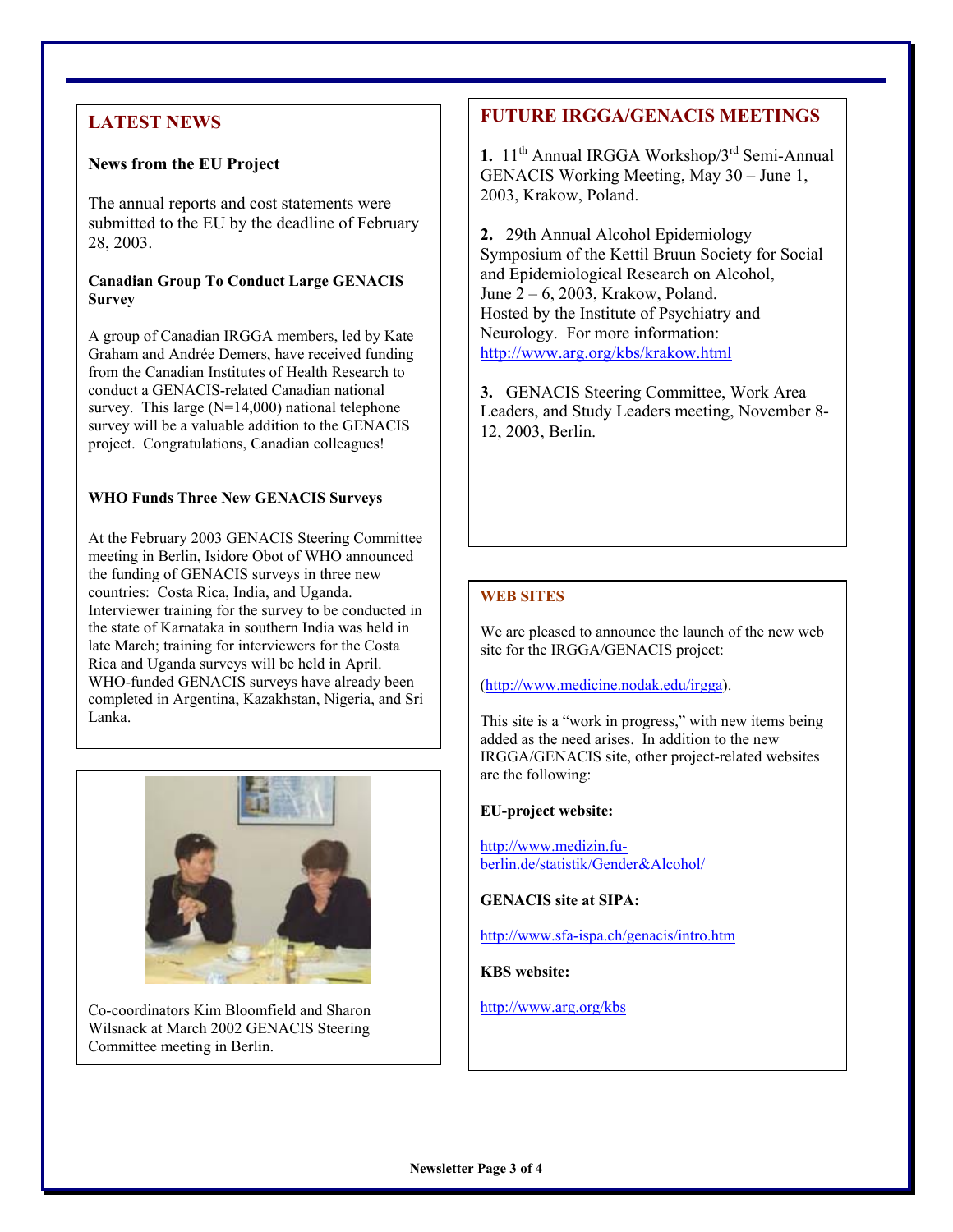## LATEST NEWS

### News from the EU Project

The annual reports and cost statements were submitted to the EU by the deadline of February 28, 2003.

**Canadian Group To Conduct Large GENACIS Survey**

A group of Canadian IRGGA members, led by Kate Graham and Andrée Demers, have received funding from the Canadian Institutes of Health Research to conduct a GENACIS-related Canadian national survey. This large (N=14,000) national telephone survey will be a valuable addition to the GENACIS project. Congratulations, Canadian colleagues!

**WHO Funds Three New GENACIS Surveys**

At the February 2003 GENACIS Steering Committee meeting in Berlin, Isidore Obot of WHO announced the funding of GENACIS surveys in three new countries: Costa Rica, India, and Uganda. Interviewer training for the survey to be conducted in the state of Karnataka in southern India was held in late March; training for interviewers for the Costa Rica and Uganda surveys will be held in April. WHO-funded GENACIS surveys have already been completed in Argentina, Kazakhstan, Nigeria, and Sri Lanka.

Co-coordinators Kim Bloomfield and Sharon Wilsnack at March 2002 GENACIS Steering Committee meeting in Berlin.

## FUTURE IRGGA/GENACIS MEETINGS

**1.** 11th Annual IRGGA Workshop/3rd Semi-Annual GENACIS Working Meeting, May 30 – June 1, 2003, Krakow, Poland.

**2.** 29th Annual Alcohol Epidemiology Symposium of the Kettil Bruun Society for Social and Epidemiological Research on Alcohol, June 2 – 6, 2003, Krakow, Poland. Hosted by the Institute of Psychiatry and Neurology. For more information: http://www.arg.org/kbs/krakow.html

**3.** GENACIS Steering Committee, Work Area Leaders, and Study Leaders meeting, November 8-12, 2003, Berlin.

## WEB SITES

We are pleased to announce the launch of the new web site for the IRGGA/GENACIS project:

(http://www.medicine.nodak.edu/irgga).

This site is a "work in progress," with new items being added as the need arises. In addition to the new IRGGA/GENACIS site, other project-related websites are the following:

**EU-project website:**

http://www.medizin.fu-berlin.de/statistik/Gender&Alcohol/

**GENACIS site at SIPA:**

http://www.sfa-ispa.ch/genacis/intro.htm

**KBS website:**

http://www.arg.org/kbs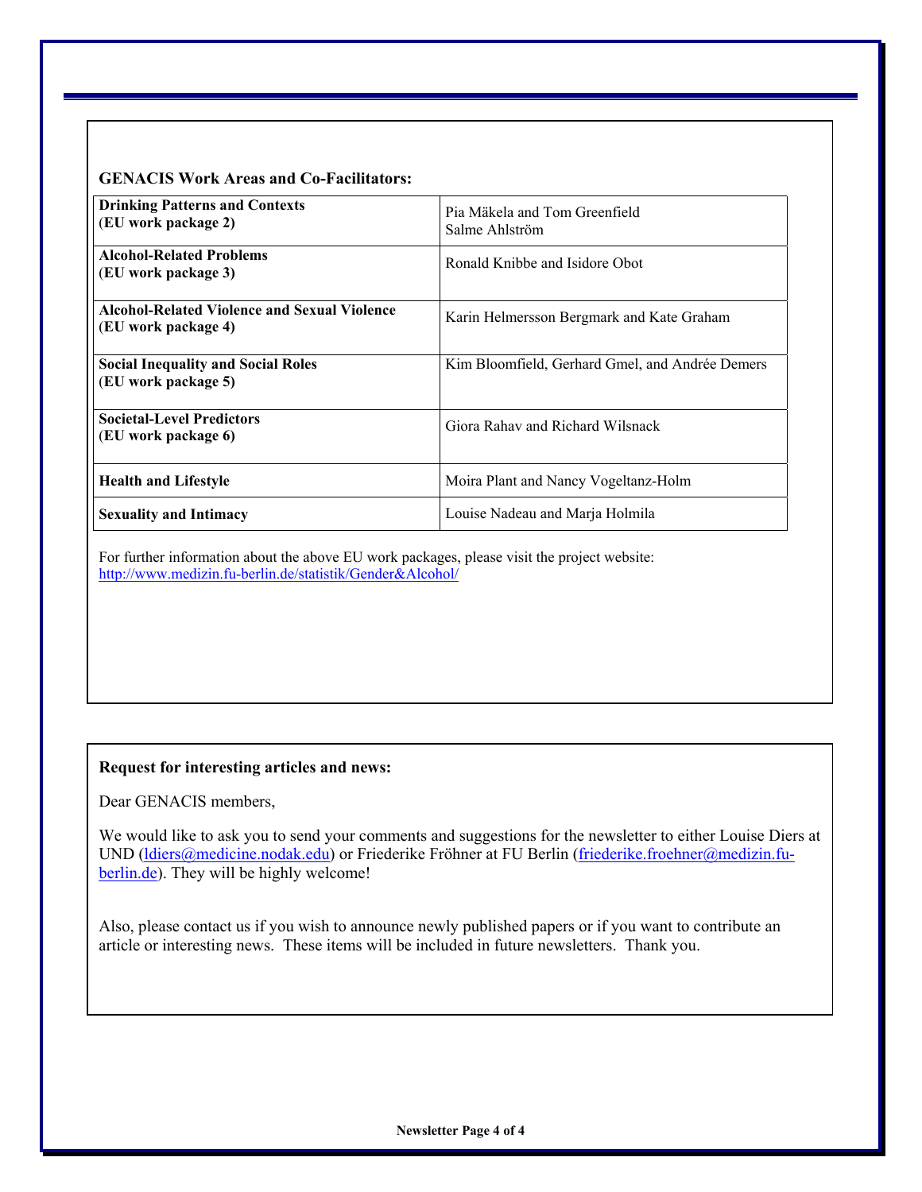### GENACIS Work Areas and Co-Facilitators:

| | |
|---|---|
| **Drinking Patterns and Contexts**<br>**(EU work package 2)** | Pia Mäkela and Tom Greenfield<br>Salme Ahlström |
| **Alcohol-Related Problems**<br>**(EU work package 3)** | Ronald Knibbe and Isidore Obot |
| **Alcohol-Related Violence and Sexual Violence**<br>**(EU work package 4)** | Karin Helmersson Bergmark and Kate Graham |
| **Social Inequality and Social Roles**<br>**(EU work package 5)** | Kim Bloomfield, Gerhard Gmel, and Andrée Demers |
| **Societal-Level Predictors**<br>**(EU work package 6)** | Giora Rahav and Richard Wilsnack |
| **Health and Lifestyle** | Moira Plant and Nancy Vogeltanz-Holm |
| **Sexuality and Intimacy** | Louise Nadeau and Marja Holmila |

For further information about the above EU work packages, please visit the project website: http://www.medizin.fu-berlin.de/statistik/Gender&Alcohol/

### Request for interesting articles and news:

Dear GENACIS members,

We would like to ask you to send your comments and suggestions for the newsletter to either Louise Diers at UND (ldiers@medicine.nodak.edu) or Friederike Fröhner at FU Berlin (friederike.froehner@medizin.fu-berlin.de). They will be highly welcome!

Also, please contact us if you wish to announce newly published papers or if you want to contribute an article or interesting news. These items will be included in future newsletters. Thank you.